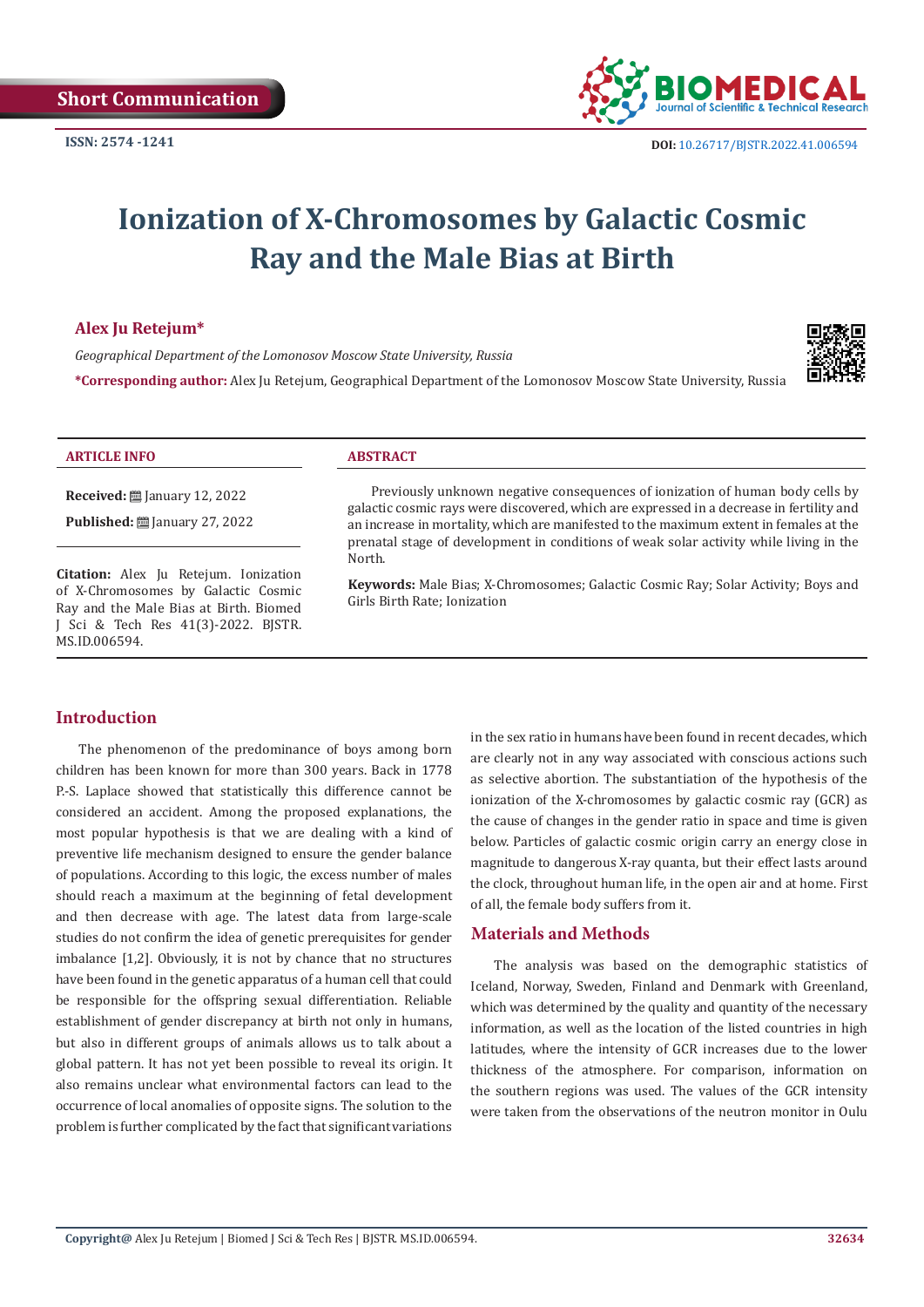Short Communication

ISSN: 2574 -1241

DOI: 10.26717/BJSTR.2022.41.006594

# Ionization of X-Chromosomes by Galactic Cosmic Ray and the Male Bias at Birth

**Alex Ju Retejum***

*Geographical Department of the Lomonosov Moscow State University, Russia*

***Corresponding author:** Alex Ju Retejum, Geographical Department of the Lomonosov Moscow State University, Russia

**ARTICLE INFO**

**Received:** January 12, 2022

**Published:** January 27, 2022

**Citation:** Alex Ju Retejum. Ionization of X-Chromosomes by Galactic Cosmic Ray and the Male Bias at Birth. Biomed J Sci & Tech Res 41(3)-2022. BJSTR. MS.ID.006594.

**ABSTRACT**

Previously unknown negative consequences of ionization of human body cells by galactic cosmic rays were discovered, which are expressed in a decrease in fertility and an increase in mortality, which are manifested to the maximum extent in females at the prenatal stage of development in conditions of weak solar activity while living in the North.

**Keywords:** Male Bias; X-Chromosomes; Galactic Cosmic Ray; Solar Activity; Boys and Girls Birth Rate; Ionization

## Introduction

The phenomenon of the predominance of boys among born children has been known for more than 300 years. Back in 1778 P.-S. Laplace showed that statistically this difference cannot be considered an accident. Among the proposed explanations, the most popular hypothesis is that we are dealing with a kind of preventive life mechanism designed to ensure the gender balance of populations. According to this logic, the excess number of males should reach a maximum at the beginning of fetal development and then decrease with age. The latest data from large-scale studies do not confirm the idea of genetic prerequisites for gender imbalance [1,2]. Obviously, it is not by chance that no structures have been found in the genetic apparatus of a human cell that could be responsible for the offspring sexual differentiation. Reliable establishment of gender discrepancy at birth not only in humans, but also in different groups of animals allows us to talk about a global pattern. It has not yet been possible to reveal its origin. It also remains unclear what environmental factors can lead to the occurrence of local anomalies of opposite signs. The solution to the problem is further complicated by the fact that significant variations in the sex ratio in humans have been found in recent decades, which are clearly not in any way associated with conscious actions such as selective abortion. The substantiation of the hypothesis of the ionization of the X-chromosomes by galactic cosmic ray (GCR) as the cause of changes in the gender ratio in space and time is given below. Particles of galactic cosmic origin carry an energy close in magnitude to dangerous X-ray quanta, but their effect lasts around the clock, throughout human life, in the open air and at home. First of all, the female body suffers from it.

## Materials and Methods

The analysis was based on the demographic statistics of Iceland, Norway, Sweden, Finland and Denmark with Greenland, which was determined by the quality and quantity of the necessary information, as well as the location of the listed countries in high latitudes, where the intensity of GCR increases due to the lower thickness of the atmosphere. For comparison, information on the southern regions was used. The values of the GCR intensity were taken from the observations of the neutron monitor in Oulu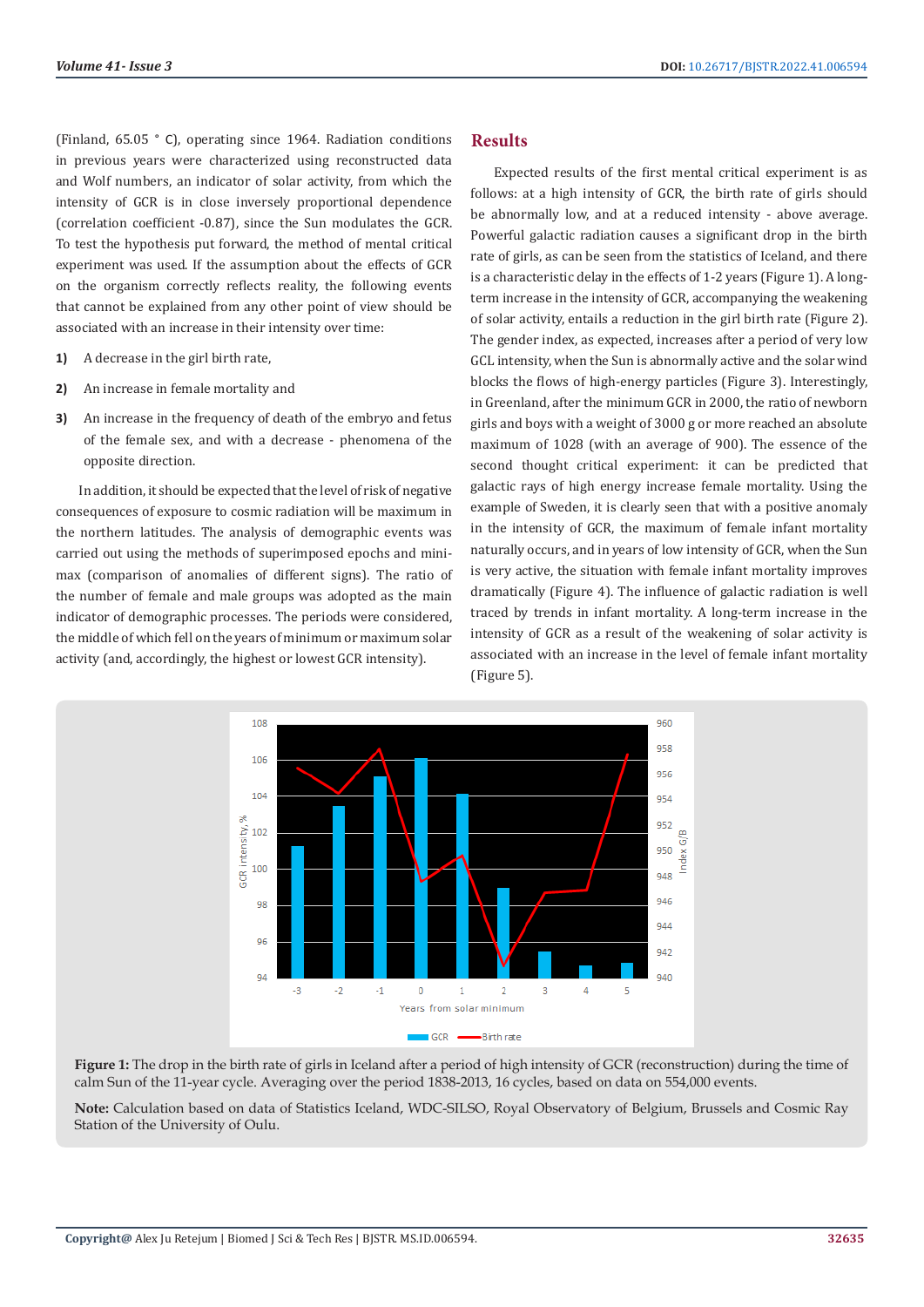(Finland, 65.05 ° C), operating since 1964. Radiation conditions in previous years were characterized using reconstructed data and Wolf numbers, an indicator of solar activity, from which the intensity of GCR is in close inversely proportional dependence (correlation coefficient -0.87), since the Sun modulates the GCR. To test the hypothesis put forward, the method of mental critical experiment was used. If the assumption about the effects of GCR on the organism correctly reflects reality, the following events that cannot be explained from any other point of view should be associated with an increase in their intensity over time:

1) A decrease in the girl birth rate,
2) An increase in female mortality and
3) An increase in the frequency of death of the embryo and fetus of the female sex, and with a decrease - phenomena of the opposite direction.

In addition, it should be expected that the level of risk of negative consequences of exposure to cosmic radiation will be maximum in the northern latitudes. The analysis of demographic events was carried out using the methods of superimposed epochs and mini-max (comparison of anomalies of different signs). The ratio of the number of female and male groups was adopted as the main indicator of demographic processes. The periods were considered, the middle of which fell on the years of minimum or maximum solar activity (and, accordingly, the highest or lowest GCR intensity).

## Results

Expected results of the first mental critical experiment is as follows: at a high intensity of GCR, the birth rate of girls should be abnormally low, and at a reduced intensity - above average. Powerful galactic radiation causes a significant drop in the birth rate of girls, as can be seen from the statistics of Iceland, and there is a characteristic delay in the effects of 1-2 years (Figure 1). A long-term increase in the intensity of GCR, accompanying the weakening of solar activity, entails a reduction in the girl birth rate (Figure 2). The gender index, as expected, increases after a period of very low GCL intensity, when the Sun is abnormally active and the solar wind blocks the flows of high-energy particles (Figure 3). Interestingly, in Greenland, after the minimum GCR in 2000, the ratio of newborn girls and boys with a weight of 3000 g or more reached an absolute maximum of 1028 (with an average of 900). The essence of the second thought critical experiment: it can be predicted that galactic rays of high energy increase female mortality. Using the example of Sweden, it is clearly seen that with a positive anomaly in the intensity of GCR, the maximum of female infant mortality naturally occurs, and in years of low intensity of GCR, when the Sun is very active, the situation with female infant mortality improves dramatically (Figure 4). The influence of galactic radiation is well traced by trends in infant mortality. A long-term increase in the intensity of GCR as a result of the weakening of solar activity is associated with an increase in the level of female infant mortality (Figure 5).

**Figure 1:** The drop in the birth rate of girls in Iceland after a period of high intensity of GCR (reconstruction) during the time of calm Sun of the 11-year cycle. Averaging over the period 1838-2013, 16 cycles, based on data on 554,000 events.

**Note:** Calculation based on data of Statistics Iceland, WDC-SILSO, Royal Observatory of Belgium, Brussels and Cosmic Ray Station of the University of Oulu.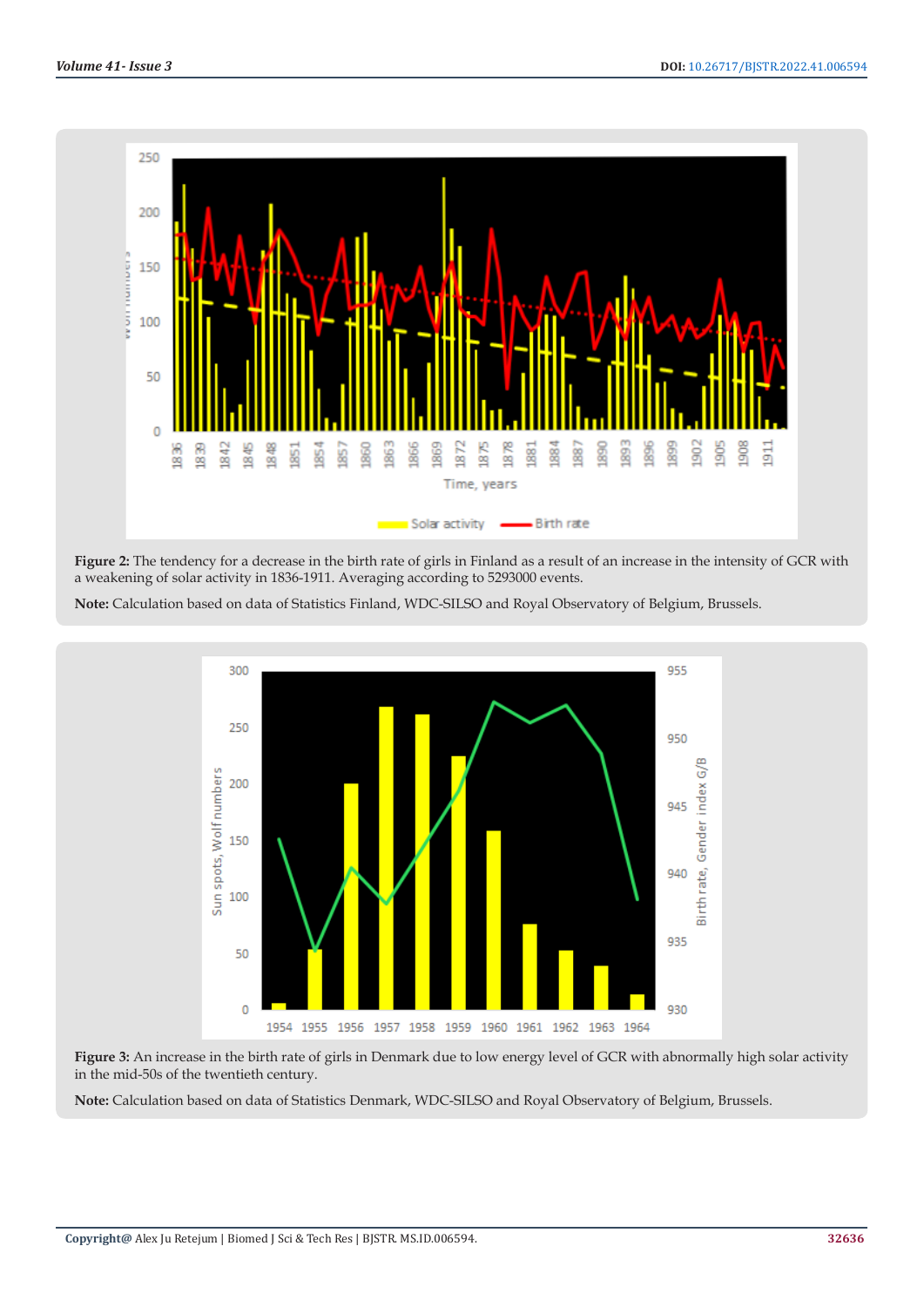**Figure 2:** The tendency for a decrease in the birth rate of girls in Finland as a result of an increase in the intensity of GCR with a weakening of solar activity in 1836-1911. Averaging according to 5293000 events.

**Note:** Calculation based on data of Statistics Finland, WDC-SILSO and Royal Observatory of Belgium, Brussels.

**Figure 3:** An increase in the birth rate of girls in Denmark due to low energy level of GCR with abnormally high solar activity in the mid-50s of the twentieth century.

**Note:** Calculation based on data of Statistics Denmark, WDC-SILSO and Royal Observatory of Belgium, Brussels.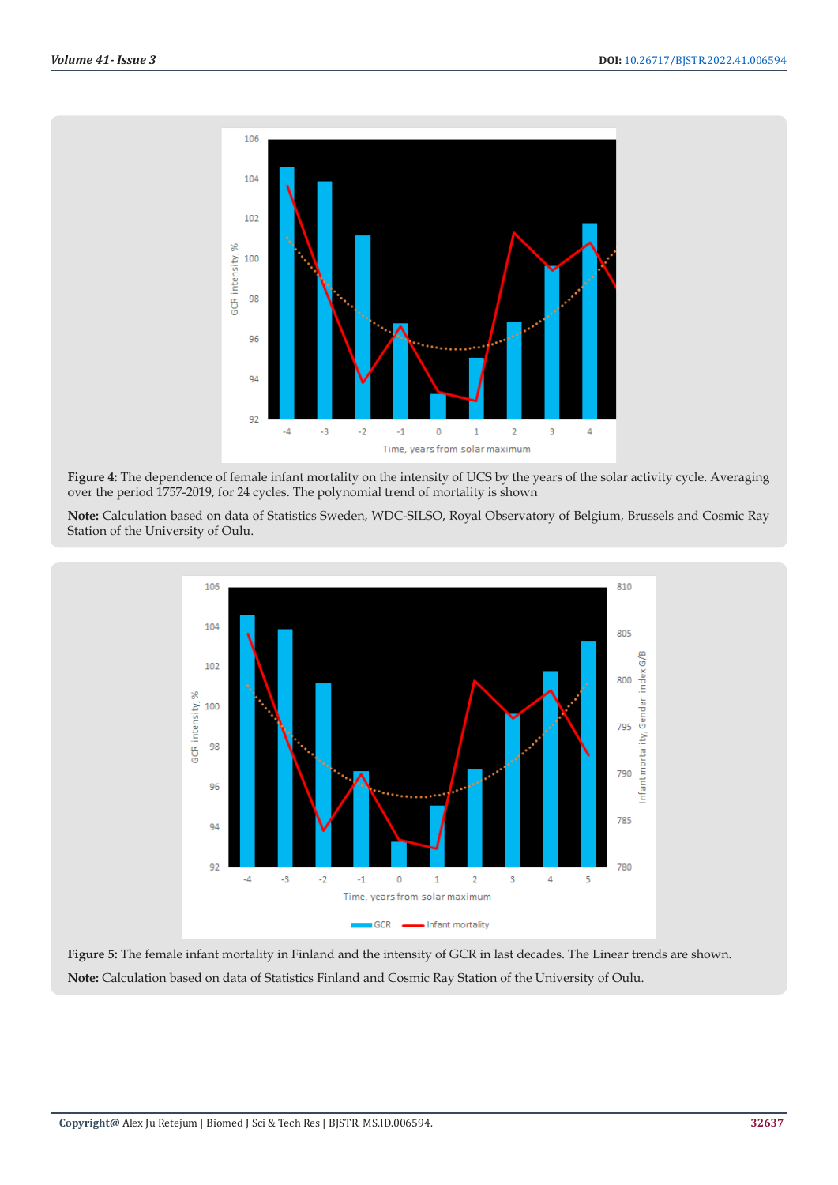**Figure 4:** The dependence of female infant mortality on the intensity of UCS by the years of the solar activity cycle. Averaging over the period 1757-2019, for 24 cycles. The polynomial trend of mortality is shown

**Note:** Calculation based on data of Statistics Sweden, WDC-SILSO, Royal Observatory of Belgium, Brussels and Cosmic Ray Station of the University of Oulu.

**Figure 5:** The female infant mortality in Finland and the intensity of GCR in last decades. The Linear trends are shown.

**Note:** Calculation based on data of Statistics Finland and Cosmic Ray Station of the University of Oulu.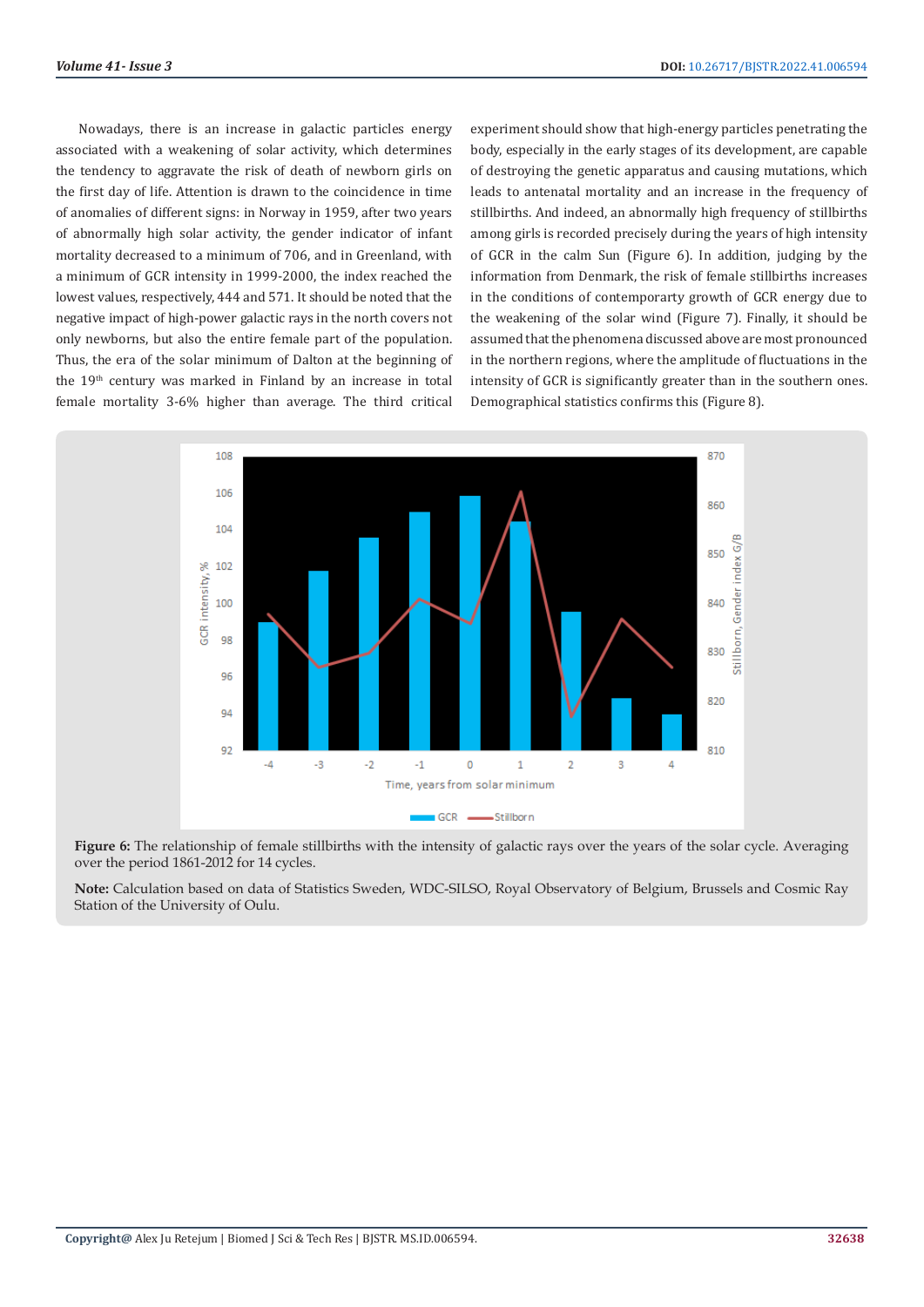Nowadays, there is an increase in galactic particles energy associated with a weakening of solar activity, which determines the tendency to aggravate the risk of death of newborn girls on the first day of life. Attention is drawn to the coincidence in time of anomalies of different signs: in Norway in 1959, after two years of abnormally high solar activity, the gender indicator of infant mortality decreased to a minimum of 706, and in Greenland, with a minimum of GCR intensity in 1999-2000, the index reached the lowest values, respectively, 444 and 571. It should be noted that the negative impact of high-power galactic rays in the north covers not only newborns, but also the entire female part of the population. Thus, the era of the solar minimum of Dalton at the beginning of the 19th century was marked in Finland by an increase in total female mortality 3-6% higher than average. The third critical experiment should show that high-energy particles penetrating the body, especially in the early stages of its development, are capable of destroying the genetic apparatus and causing mutations, which leads to antenatal mortality and an increase in the frequency of stillbirths. And indeed, an abnormally high frequency of stillbirths among girls is recorded precisely during the years of high intensity of GCR in the calm Sun (Figure 6). In addition, judging by the information from Denmark, the risk of female stillbirths increases in the conditions of contemporary growth of GCR energy due to the weakening of the solar wind (Figure 7). Finally, it should be assumed that the phenomena discussed above are most pronounced in the northern regions, where the amplitude of fluctuations in the intensity of GCR is significantly greater than in the southern ones. Demographical statistics confirms this (Figure 8).

**Figure 6:** The relationship of female stillbirths with the intensity of galactic rays over the years of the solar cycle. Averaging over the period 1861-2012 for 14 cycles.

**Note:** Calculation based on data of Statistics Sweden, WDC-SILSO, Royal Observatory of Belgium, Brussels and Cosmic Ray Station of the University of Oulu.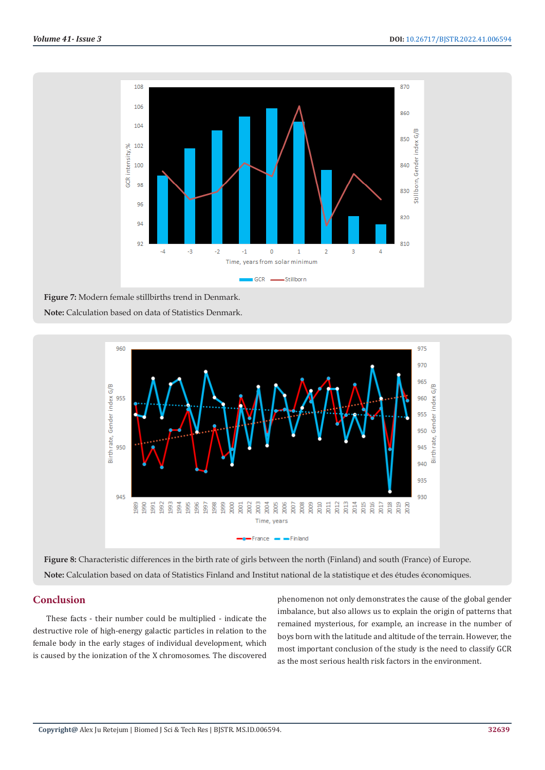**Figure 7:** Modern female stillbirths trend in Denmark.

**Note:** Calculation based on data of Statistics Denmark.

**Figure 8:** Characteristic differences in the birth rate of girls between the north (Finland) and south (France) of Europe.

**Note:** Calculation based on data of Statistics Finland and Institut national de la statistique et des études économiques.

## Conclusion

These facts - their number could be multiplied - indicate the destructive role of high-energy galactic particles in relation to the female body in the early stages of individual development, which is caused by the ionization of the X chromosomes. The discovered phenomenon not only demonstrates the cause of the global gender imbalance, but also allows us to explain the origin of patterns that remained mysterious, for example, an increase in the number of boys born with the latitude and altitude of the terrain. However, the most important conclusion of the study is the need to classify GCR as the most serious health risk factors in the environment.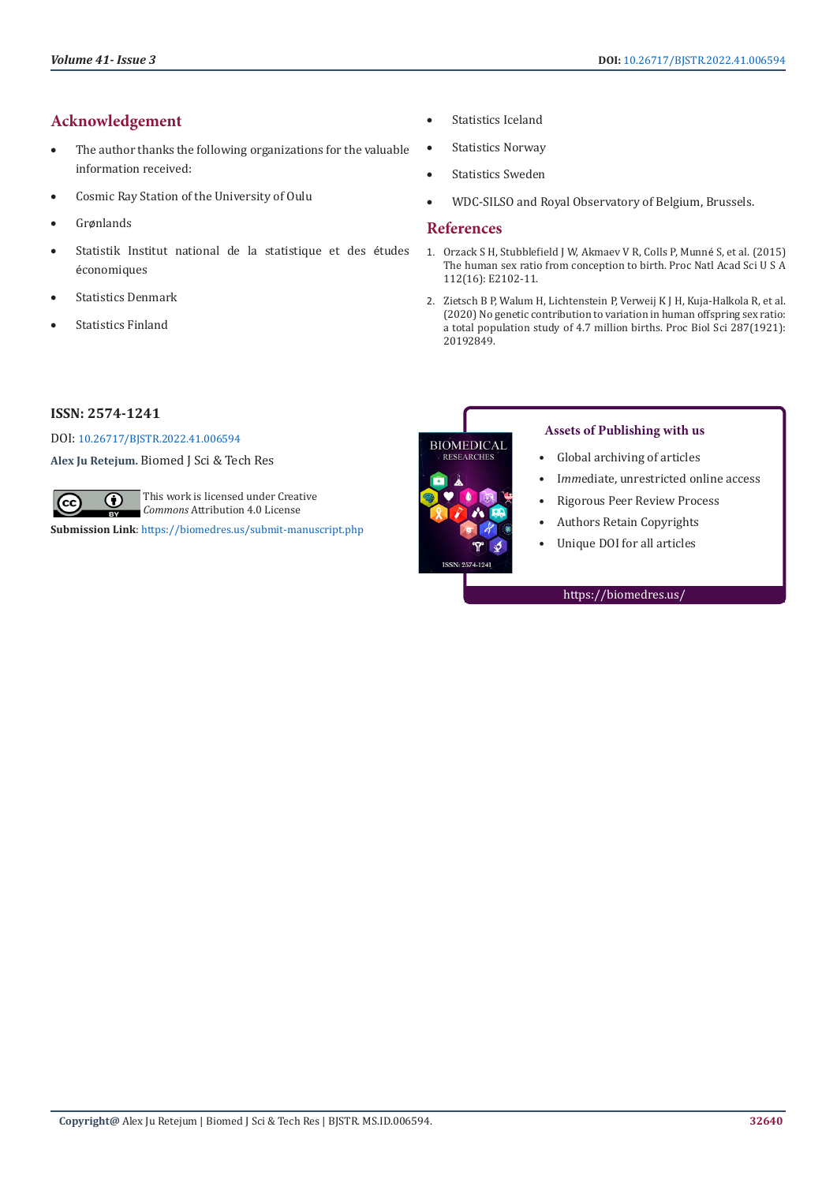## Acknowledgement

- The author thanks the following organizations for the valuable information received:
- Cosmic Ray Station of the University of Oulu
- Grønlands
- Statistik Institut national de la statistique et des études économiques
- Statistics Denmark
- Statistics Finland
- Statistics Iceland
- Statistics Norway
- Statistics Sweden
- WDC-SILSO and Royal Observatory of Belgium, Brussels.

## References

1. Orzack S H, Stubblefield J W, Akmaev V R, Colls P, Munné S, et al. (2015) The human sex ratio from conception to birth. Proc Natl Acad Sci U S A 112(16): E2102-11.
2. Zietsch B P, Walum H, Lichtenstein P, Verweij K J H, Kuja-Halkola R, et al. (2020) No genetic contribution to variation in human offspring sex ratio: a total population study of 4.7 million births. Proc Biol Sci 287(1921): 20192849.

**ISSN: 2574-1241**

DOI: 10.26717/BJSTR.2022.41.006594

**Alex Ju Retejum.** Biomed J Sci & Tech Res

This work is licensed under Creative *Commons* Attribution 4.0 License

**Submission Link**: https://biomedres.us/submit-manuscript.php

**Assets of Publishing with us**

- Global archiving of articles
- Immediate, unrestricted online access
- Rigorous Peer Review Process
- Authors Retain Copyrights
- Unique DOI for all articles

https://biomedres.us/